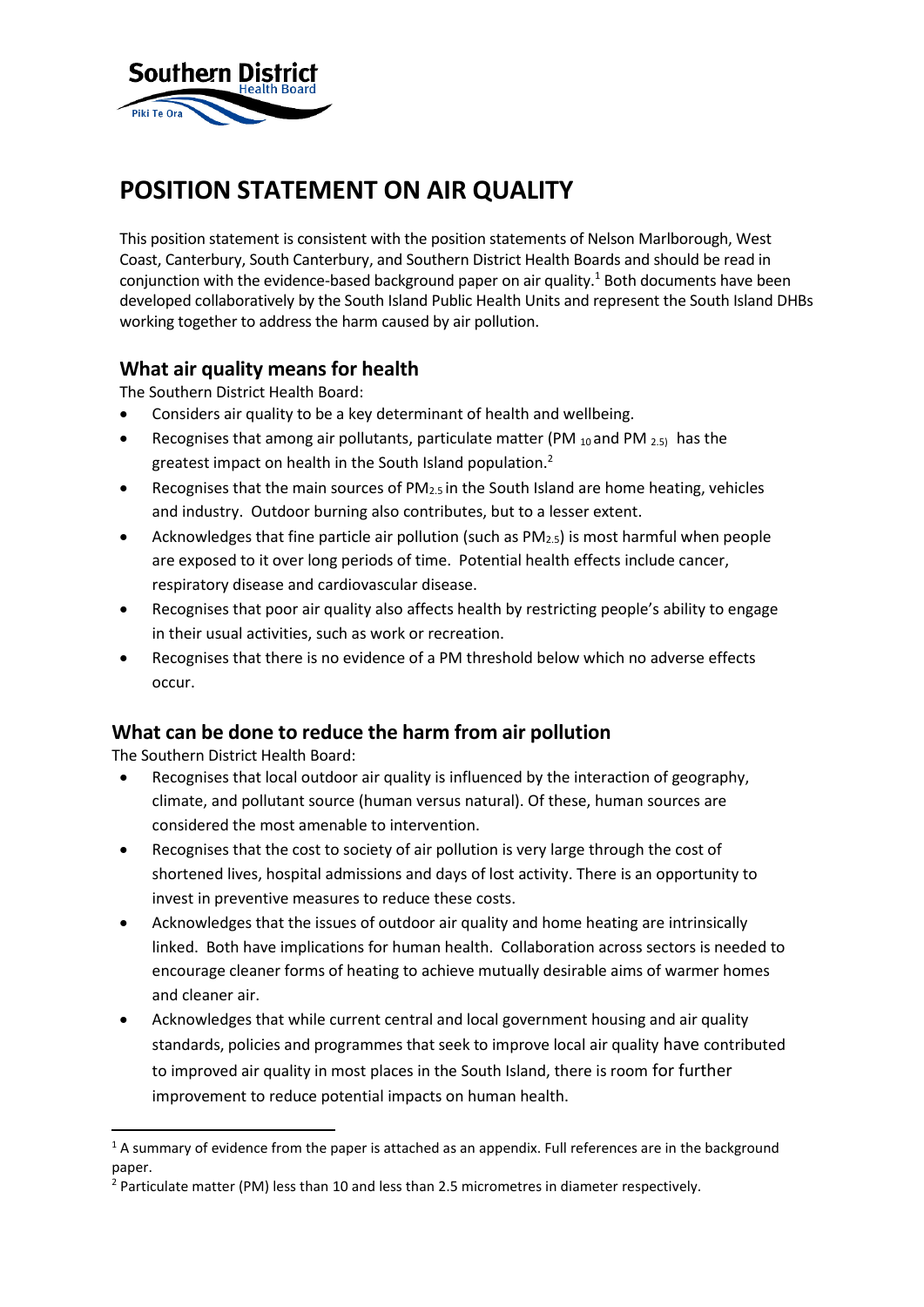# POSITION STATEMENT ON AIR QUALITY

This position statement is consistent with the position statements of Nelson Marlborough, West Coast, Canterbury, South Canterbury, and Southern District Health Boards and should be read in conjunction with the evidence-based background paper on air quality.[1] Both documents have been developed collaboratively by the South Island Public Health Units and represent the South Island DHBs working together to address the harm caused by air pollution.

## What air quality means for health

The Southern District Health Board:

- Considers air quality to be a key determinant of health and wellbeing.
- Recognises that among air pollutants, particulate matter ($PM_{10}$ and $PM_{2.5}$) has the greatest impact on health in the South Island population.[2]
- Recognises that the main sources of $PM_{2.5}$ in the South Island are home heating, vehicles and industry. Outdoor burning also contributes, but to a lesser extent.
- Acknowledges that fine particle air pollution (such as $PM_{2.5}$) is most harmful when people are exposed to it over long periods of time. Potential health effects include cancer, respiratory disease and cardiovascular disease.
- Recognises that poor air quality also affects health by restricting people's ability to engage in their usual activities, such as work or recreation.
- Recognises that there is no evidence of a PM threshold below which no adverse effects occur.

## What can be done to reduce the harm from air pollution

The Southern District Health Board:

- Recognises that local outdoor air quality is influenced by the interaction of geography, climate, and pollutant source (human versus natural). Of these, human sources are considered the most amenable to intervention.
- Recognises that the cost to society of air pollution is very large through the cost of shortened lives, hospital admissions and days of lost activity. There is an opportunity to invest in preventive measures to reduce these costs.
- Acknowledges that the issues of outdoor air quality and home heating are intrinsically linked. Both have implications for human health. Collaboration across sectors is needed to encourage cleaner forms of heating to achieve mutually desirable aims of warmer homes and cleaner air.
- Acknowledges that while current central and local government housing and air quality standards, policies and programmes that seek to improve local air quality have contributed to improved air quality in most places in the South Island, there is room for further improvement to reduce potential impacts on human health.

---

[1] A summary of evidence from the paper is attached as an appendix. Full references are in the background paper.

[2] Particulate matter (PM) less than 10 and less than 2.5 micrometres in diameter respectively.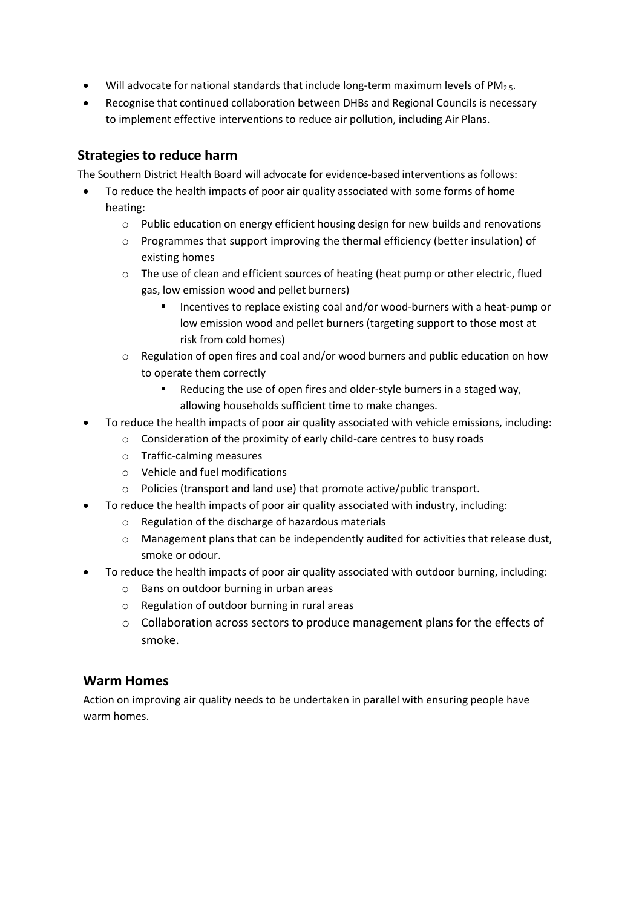- Will advocate for national standards that include long-term maximum levels of $PM_{2.5}$.
- Recognise that continued collaboration between DHBs and Regional Councils is necessary to implement effective interventions to reduce air pollution, including Air Plans.

## Strategies to reduce harm

The Southern District Health Board will advocate for evidence-based interventions as follows:

- To reduce the health impacts of poor air quality associated with some forms of home heating:
  - Public education on energy efficient housing design for new builds and renovations
  - Programmes that support improving the thermal efficiency (better insulation) of existing homes
  - The use of clean and efficient sources of heating (heat pump or other electric, flued gas, low emission wood and pellet burners)
    - Incentives to replace existing coal and/or wood-burners with a heat-pump or low emission wood and pellet burners (targeting support to those most at risk from cold homes)
  - Regulation of open fires and coal and/or wood burners and public education on how to operate them correctly
    - Reducing the use of open fires and older-style burners in a staged way, allowing households sufficient time to make changes.
- To reduce the health impacts of poor air quality associated with vehicle emissions, including:
  - Consideration of the proximity of early child-care centres to busy roads
  - Traffic-calming measures
  - Vehicle and fuel modifications
  - Policies (transport and land use) that promote active/public transport.
- To reduce the health impacts of poor air quality associated with industry, including:
  - Regulation of the discharge of hazardous materials
  - Management plans that can be independently audited for activities that release dust, smoke or odour.
- To reduce the health impacts of poor air quality associated with outdoor burning, including:
  - Bans on outdoor burning in urban areas
  - Regulation of outdoor burning in rural areas
  - Collaboration across sectors to produce management plans for the effects of smoke.

## Warm Homes

Action on improving air quality needs to be undertaken in parallel with ensuring people have warm homes.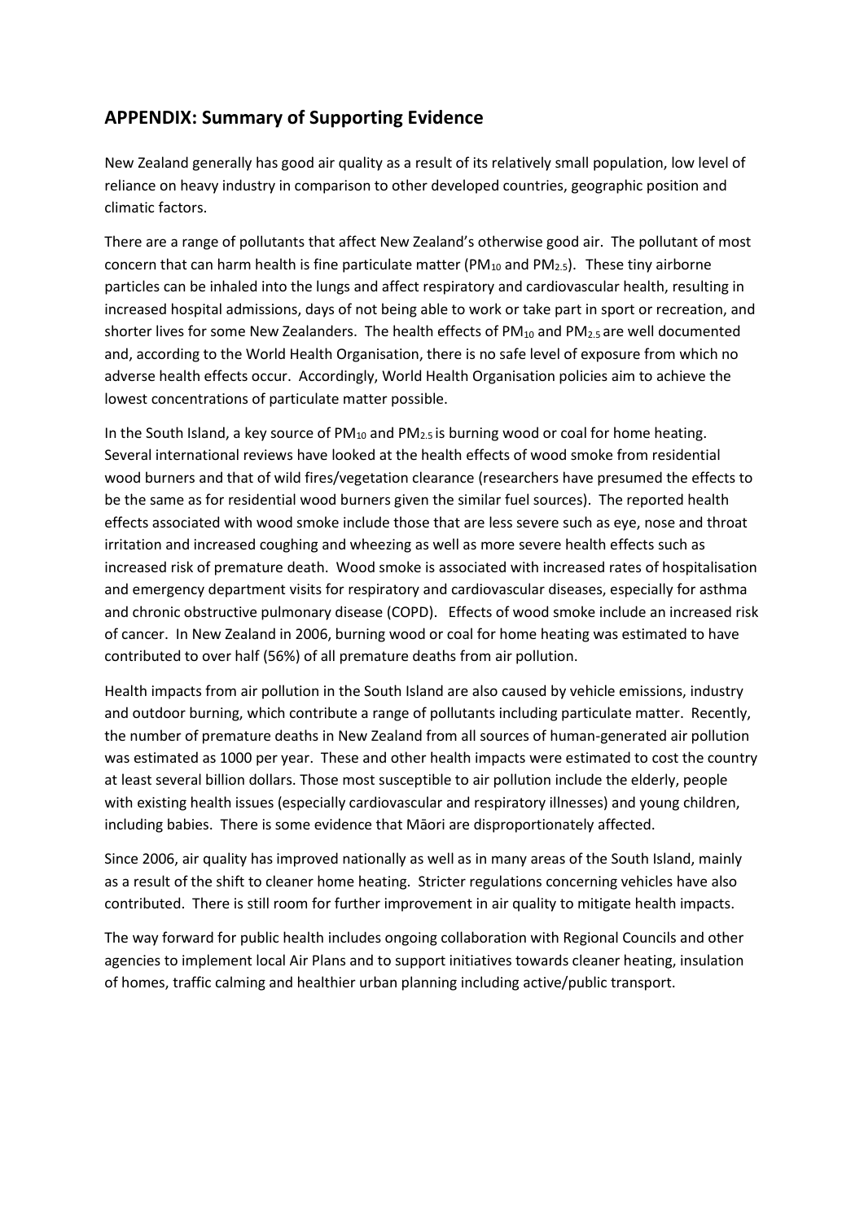## APPENDIX: Summary of Supporting Evidence

New Zealand generally has good air quality as a result of its relatively small population, low level of reliance on heavy industry in comparison to other developed countries, geographic position and climatic factors.

There are a range of pollutants that affect New Zealand's otherwise good air. The pollutant of most concern that can harm health is fine particulate matter ($PM_{10}$ and $PM_{2.5}$). These tiny airborne particles can be inhaled into the lungs and affect respiratory and cardiovascular health, resulting in increased hospital admissions, days of not being able to work or take part in sport or recreation, and shorter lives for some New Zealanders. The health effects of $PM_{10}$ and $PM_{2.5}$ are well documented and, according to the World Health Organisation, there is no safe level of exposure from which no adverse health effects occur. Accordingly, World Health Organisation policies aim to achieve the lowest concentrations of particulate matter possible.

In the South Island, a key source of $PM_{10}$ and $PM_{2.5}$ is burning wood or coal for home heating. Several international reviews have looked at the health effects of wood smoke from residential wood burners and that of wild fires/vegetation clearance (researchers have presumed the effects to be the same as for residential wood burners given the similar fuel sources). The reported health effects associated with wood smoke include those that are less severe such as eye, nose and throat irritation and increased coughing and wheezing as well as more severe health effects such as increased risk of premature death. Wood smoke is associated with increased rates of hospitalisation and emergency department visits for respiratory and cardiovascular diseases, especially for asthma and chronic obstructive pulmonary disease (COPD). Effects of wood smoke include an increased risk of cancer. In New Zealand in 2006, burning wood or coal for home heating was estimated to have contributed to over half (56%) of all premature deaths from air pollution.

Health impacts from air pollution in the South Island are also caused by vehicle emissions, industry and outdoor burning, which contribute a range of pollutants including particulate matter. Recently, the number of premature deaths in New Zealand from all sources of human-generated air pollution was estimated as 1000 per year. These and other health impacts were estimated to cost the country at least several billion dollars. Those most susceptible to air pollution include the elderly, people with existing health issues (especially cardiovascular and respiratory illnesses) and young children, including babies. There is some evidence that Māori are disproportionately affected.

Since 2006, air quality has improved nationally as well as in many areas of the South Island, mainly as a result of the shift to cleaner home heating. Stricter regulations concerning vehicles have also contributed. There is still room for further improvement in air quality to mitigate health impacts.

The way forward for public health includes ongoing collaboration with Regional Councils and other agencies to implement local Air Plans and to support initiatives towards cleaner heating, insulation of homes, traffic calming and healthier urban planning including active/public transport.